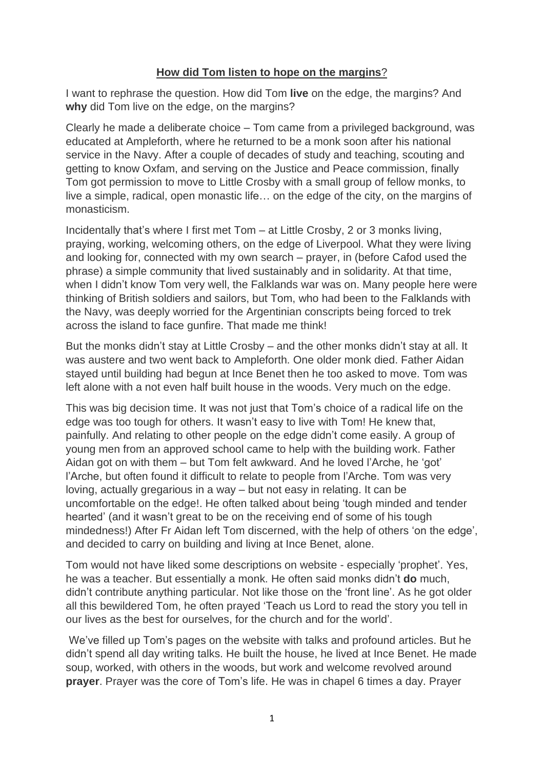**How did Tom listen to hope on the margins**?

I want to rephrase the question. How did Tom **live** on the edge, the margins? And **why** did Tom live on the edge, on the margins?

Clearly he made a deliberate choice – Tom came from a privileged background, was educated at Ampleforth, where he returned to be a monk soon after his national service in the Navy. After a couple of decades of study and teaching, scouting and getting to know Oxfam, and serving on the Justice and Peace commission, finally Tom got permission to move to Little Crosby with a small group of fellow monks, to live a simple, radical, open monastic life… on the edge of the city, on the margins of monasticism.

Incidentally that's where I first met Tom – at Little Crosby, 2 or 3 monks living, praying, working, welcoming others, on the edge of Liverpool. What they were living and looking for, connected with my own search – prayer, in (before Cafod used the phrase) a simple community that lived sustainably and in solidarity. At that time, when I didn't know Tom very well, the Falklands war was on. Many people here were thinking of British soldiers and sailors, but Tom, who had been to the Falklands with the Navy, was deeply worried for the Argentinian conscripts being forced to trek across the island to face gunfire. That made me think!

But the monks didn't stay at Little Crosby – and the other monks didn't stay at all. It was austere and two went back to Ampleforth. One older monk died. Father Aidan stayed until building had begun at Ince Benet then he too asked to move. Tom was left alone with a not even half built house in the woods. Very much on the edge.

This was big decision time. It was not just that Tom's choice of a radical life on the edge was too tough for others. It wasn't easy to live with Tom! He knew that, painfully. And relating to other people on the edge didn't come easily. A group of young men from an approved school came to help with the building work. Father Aidan got on with them – but Tom felt awkward. And he loved l'Arche, he 'got' l'Arche, but often found it difficult to relate to people from l'Arche. Tom was very loving, actually gregarious in a way – but not easy in relating. It can be uncomfortable on the edge!. He often talked about being 'tough minded and tender hearted' (and it wasn't great to be on the receiving end of some of his tough mindedness!) After Fr Aidan left Tom discerned, with the help of others 'on the edge', and decided to carry on building and living at Ince Benet, alone.

Tom would not have liked some descriptions on website - especially 'prophet'. Yes, he was a teacher. But essentially a monk. He often said monks didn't **do** much, didn't contribute anything particular. Not like those on the 'front line'. As he got older all this bewildered Tom, he often prayed 'Teach us Lord to read the story you tell in our lives as the best for ourselves, for the church and for the world'.

We've filled up Tom's pages on the website with talks and profound articles. But he didn't spend all day writing talks. He built the house, he lived at Ince Benet. He made soup, worked, with others in the woods, but work and welcome revolved around **prayer**. Prayer was the core of Tom's life. He was in chapel 6 times a day. Prayer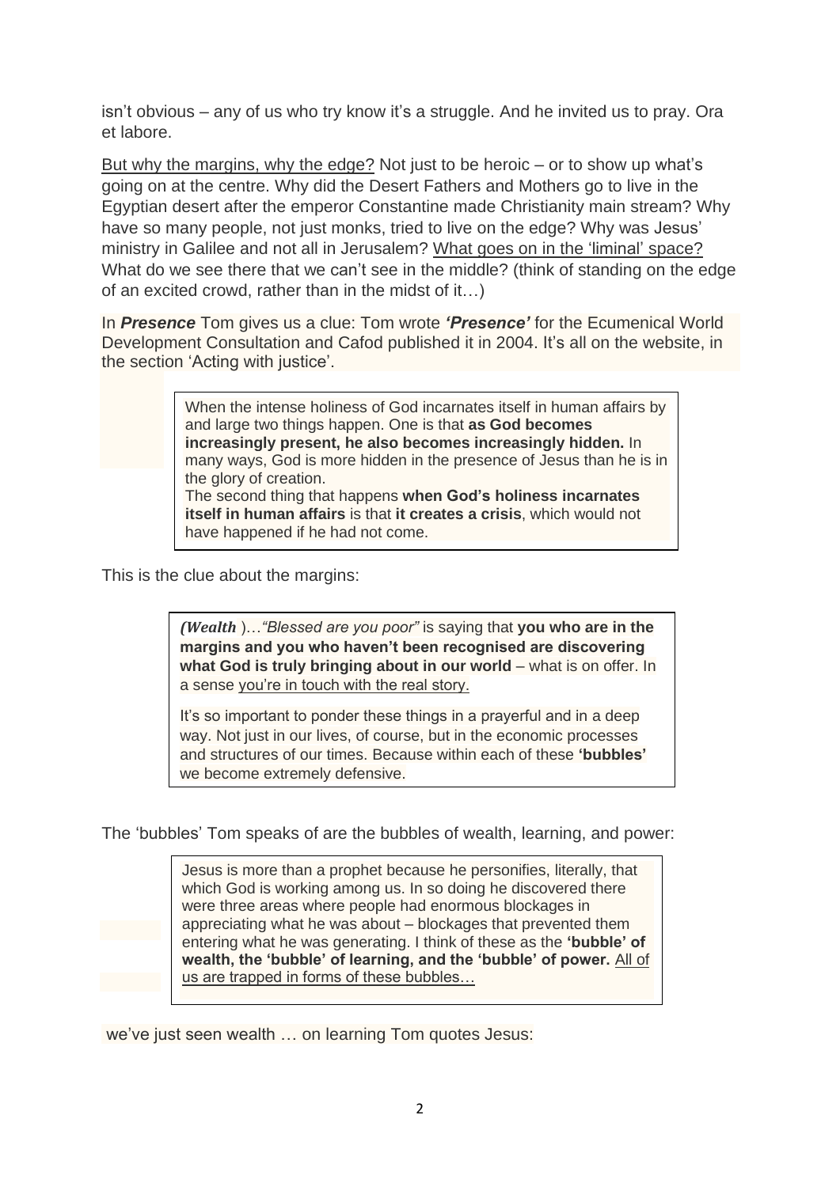isn't obvious – any of us who try know it's a struggle. And he invited us to pray. Ora et labore.

<u>But why the margins, why the edge?</u> Not just to be heroic – or to show up what's going on at the centre. Why did the Desert Fathers and Mothers go to live in the Egyptian desert after the emperor Constantine made Christianity main stream? Why have so many people, not just monks, tried to live on the edge? Why was Jesus' ministry in Galilee and not all in Jerusalem? <u>What goes on in the 'liminal' space?</u> What do we see there that we can't see in the middle? (think of standing on the edge of an excited crowd, rather than in the midst of it…)

In ***Presence*** Tom gives us a clue: Tom wrote ***'Presence'*** for the Ecumenical World Development Consultation and Cafod published it in 2004. It's all on the website, in the section 'Acting with justice'.

> When the intense holiness of God incarnates itself in human affairs by and large two things happen. One is that **as God becomes increasingly present, he also becomes increasingly hidden.** In many ways, God is more hidden in the presence of Jesus than he is in the glory of creation.
> The second thing that happens **when God's holiness incarnates itself in human affairs** is that **it creates a crisis**, which would not have happened if he had not come.

This is the clue about the margins:

> ***(Wealth*** )…*"Blessed are you poor"* is saying that **you who are in the margins and you who haven't been recognised are discovering what God is truly bringing about in our world** – what is on offer. In a sense <u>you're in touch with the real story.</u>
>
> It's so important to ponder these things in a prayerful and in a deep way. Not just in our lives, of course, but in the economic processes and structures of our times. Because within each of these **'bubbles'** we become extremely defensive.

The 'bubbles' Tom speaks of are the bubbles of wealth, learning, and power:

> Jesus is more than a prophet because he personifies, literally, that which God is working among us. In so doing he discovered there were three areas where people had enormous blockages in appreciating what he was about – blockages that prevented them entering what he was generating. I think of these as the **'bubble' of wealth, the 'bubble' of learning, and the 'bubble' of power.** <u>All of us are trapped in forms of these bubbles…</u>

we've just seen wealth … on learning Tom quotes Jesus: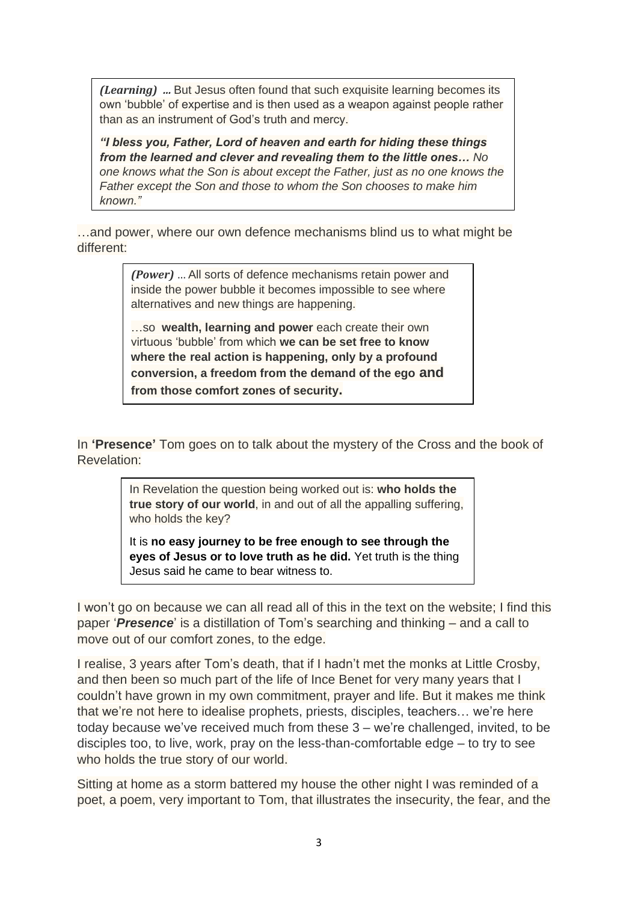> ***(Learning) …*** But Jesus often found that such exquisite learning becomes its own 'bubble' of expertise and is then used as a weapon against people rather than as an instrument of God's truth and mercy.
>
> ***"I bless you, Father, Lord of heaven and earth for hiding these things from the learned and clever and revealing them to the little ones…*** *No one knows what the Son is about except the Father, just as no one knows the Father except the Son and those to whom the Son chooses to make him known."*

…and power, where our own defence mechanisms blind us to what might be different:

> ***(Power)*** … All sorts of defence mechanisms retain power and inside the power bubble it becomes impossible to see where alternatives and new things are happening.
>
> …so **wealth, learning and power** each create their own virtuous 'bubble' from which **we can be set free to know where the real action is happening, only by a profound conversion, a freedom from the demand of the ego and from those comfort zones of security.**

In **'Presence'** Tom goes on to talk about the mystery of the Cross and the book of Revelation:

> In Revelation the question being worked out is: **who holds the true story of our world**, in and out of all the appalling suffering, who holds the key?
>
> It is **no easy journey to be free enough to see through the eyes of Jesus or to love truth as he did.** Yet truth is the thing Jesus said he came to bear witness to.

I won't go on because we can all read all of this in the text on the website; I find this paper '***Presence***' is a distillation of Tom's searching and thinking – and a call to move out of our comfort zones, to the edge.

I realise, 3 years after Tom's death, that if I hadn't met the monks at Little Crosby, and then been so much part of the life of Ince Benet for very many years that I couldn't have grown in my own commitment, prayer and life. But it makes me think that we're not here to idealise prophets, priests, disciples, teachers… we're here today because we've received much from these 3 – we're challenged, invited, to be disciples too, to live, work, pray on the less-than-comfortable edge – to try to see who holds the true story of our world.

Sitting at home as a storm battered my house the other night I was reminded of a poet, a poem, very important to Tom, that illustrates the insecurity, the fear, and the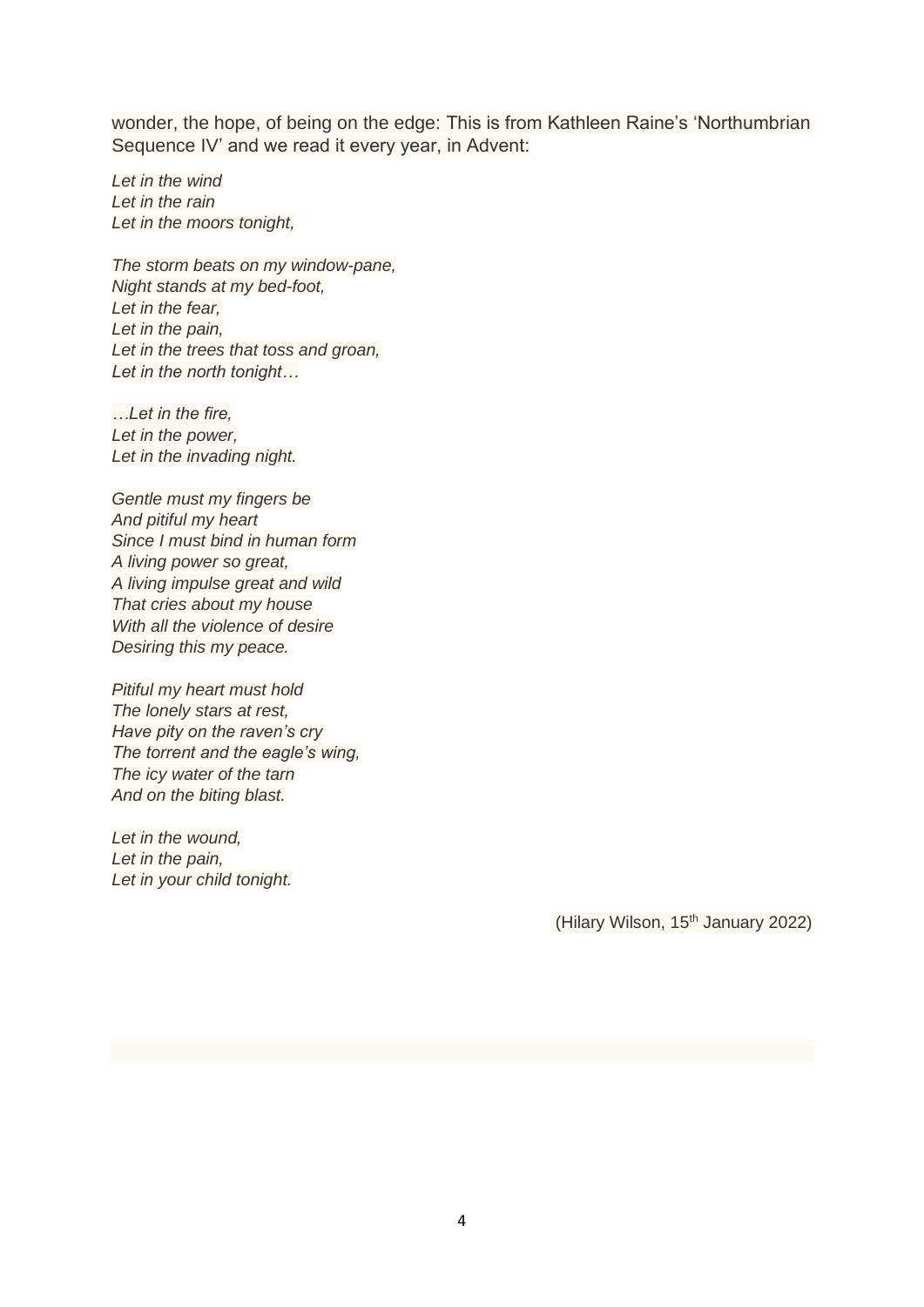wonder, the hope, of being on the edge: This is from Kathleen Raine's 'Northumbrian Sequence IV' and we read it every year, in Advent:

*Let in the wind*  
*Let in the rain*  
*Let in the moors tonight,*

*The storm beats on my window-pane,*  
*Night stands at my bed-foot,*  
*Let in the fear,*  
*Let in the pain,*  
*Let in the trees that toss and groan,*  
*Let in the north tonight…*

*…Let in the fire,*  
*Let in the power,*  
*Let in the invading night.*

*Gentle must my fingers be*  
*And pitiful my heart*  
*Since I must bind in human form*  
*A living power so great,*  
*A living impulse great and wild*  
*That cries about my house*  
*With all the violence of desire*  
*Desiring this my peace.*

*Pitiful my heart must hold*  
*The lonely stars at rest,*  
*Have pity on the raven's cry*  
*The torrent and the eagle's wing,*  
*The icy water of the tarn*  
*And on the biting blast.*

*Let in the wound,*  
*Let in the pain,*  
*Let in your child tonight.*

(Hilary Wilson, 15th January 2022)